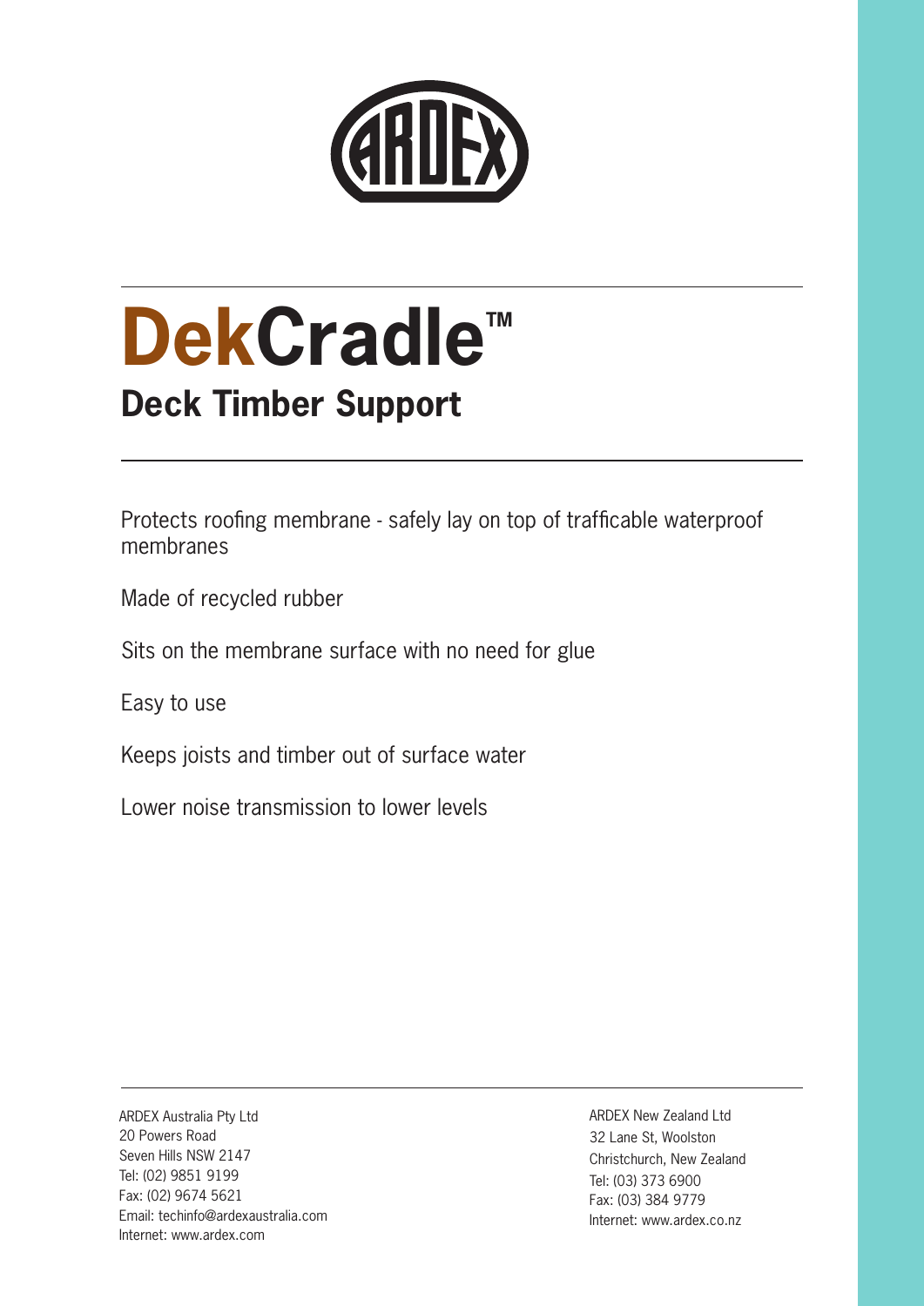ARDEX

# DekCradle™

## Deck Timber Support

Protects roofing membrane - safely lay on top of trafficable waterproof membranes

Made of recycled rubber

Sits on the membrane surface with no need for glue

Easy to use

Keeps joists and timber out of surface water

Lower noise transmission to lower levels

ARDEX Australia Pty Ltd
20 Powers Road
Seven Hills NSW 2147
Tel: (02) 9851 9199
Fax: (02) 9674 5621
Email: techinfo@ardexaustralia.com
Internet: www.ardex.com

ARDEX New Zealand Ltd
32 Lane St, Woolston
Christchurch, New Zealand
Tel: (03) 373 6900
Fax: (03) 384 9779
Internet: www.ardex.co.nz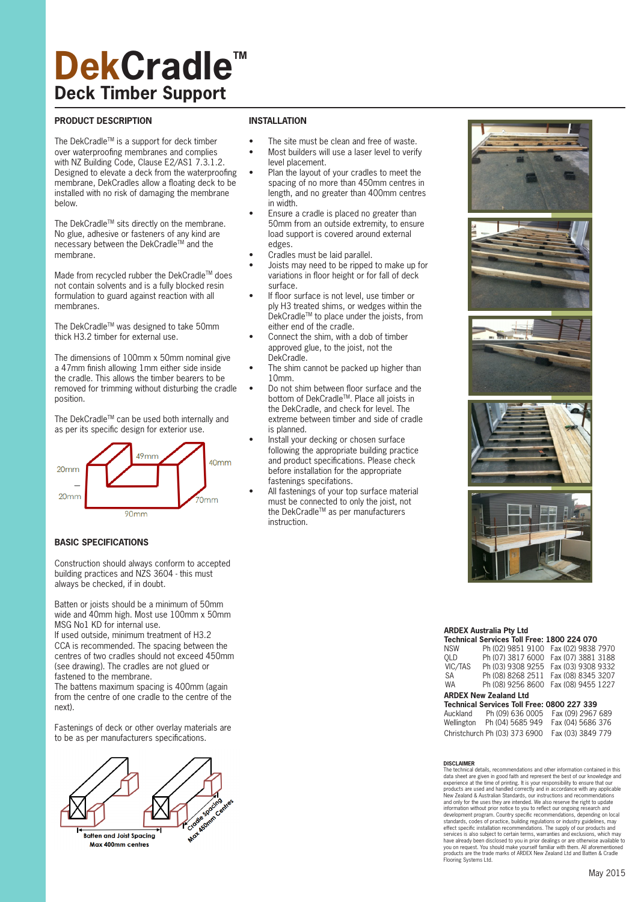# DekCradle™

## Deck Timber Support

### PRODUCT DESCRIPTION

The DekCradle™ is a support for deck timber over waterproofing membranes and complies with NZ Building Code, Clause E2/AS1 7.3.1.2. Designed to elevate a deck from the waterproofing membrane, DekCradles allow a floating deck to be installed with no risk of damaging the membrane below.

The DekCradle™ sits directly on the membrane. No glue, adhesive or fasteners of any kind are necessary between the DekCradle™ and the membrane.

Made from recycled rubber the DekCradle™ does not contain solvents and is a fully blocked resin formulation to guard against reaction with all membranes.

The DekCradle™ was designed to take 50mm thick H3.2 timber for external use.

The dimensions of 100mm x 50mm nominal give a 47mm finish allowing 1mm either side inside the cradle. This allows the timber bearers to be removed for trimming without disturbing the cradle position.

The DekCradle™ can be used both internally and as per its specific design for exterior use.

49mm
20mm
40mm
20mm
70mm
90mm

### BASIC SPECIFICATIONS

Construction should always conform to accepted building practices and NZS 3604 - this must always be checked, if in doubt.

Batten or joists should be a minimum of 50mm wide and 40mm high. Most use 100mm x 50mm MSG No1 KD for internal use.
If used outside, minimum treatment of H3.2 CCA is recommended. The spacing between the centres of two cradles should not exceed 450mm (see drawing). The cradles are not glued or fastened to the membrane.
The battens maximum spacing is 400mm (again from the centre of one cradle to the centre of the next).

Fastenings of deck or other overlay materials are to be as per manufacturers specifications.

Batten and Joist Spacing
Max 400mm centres
Cradle Spacing
Max 450mm Centres

### INSTALLATION

- The site must be clean and free of waste.
- Most builders will use a laser level to verify level placement.
- Plan the layout of your cradles to meet the spacing of no more than 450mm centres in length, and no greater than 400mm centres in width.
- Ensure a cradle is placed no greater than 50mm from an outside extremity, to ensure load support is covered around external edges.
- Cradles must be laid parallel.
- Joists may need to be ripped to make up for variations in floor height or for fall of deck surface.
- If floor surface is not level, use timber or ply H3 treated shims, or wedges within the DekCradle™ to place under the joists, from either end of the cradle.
- Connect the shim, with a dob of timber approved glue, to the joist, not the DekCradle.
- The shim cannot be packed up higher than 10mm.
- Do not shim between floor surface and the bottom of DekCradle™. Place all joists in the DekCradle, and check for level. The extreme between timber and side of cradle is planned.
- Install your decking or chosen surface following the appropriate building practice and product specifications. Please check before installation for the appropriate fastenings specifications.
- All fastenings of your top surface material must be connected to only the joist, not the DekCradle™ as per manufacturers instruction.

**ARDEX Australia Pty Ltd**
**Technical Services Toll Free: 1800 224 070**

| | | |
|---|---|---|
| NSW | Ph (02) 9851 9100 | Fax (02) 9838 7970 |
| QLD | Ph (07) 3817 6000 | Fax (07) 3881 3188 |
| VIC/TAS | Ph (03) 9308 9255 | Fax (03) 9308 9332 |
| SA | Ph (08) 8268 2511 | Fax (08) 8345 3207 |
| WA | Ph (08) 9256 8600 | Fax (08) 9455 1227 |

**ARDEX New Zealand Ltd**
**Technical Services Toll Free: 0800 227 339**

| | | |
|---|---|---|
| Auckland | Ph (09) 636 0005 | Fax (09) 2967 689 |
| Wellington | Ph (04) 5685 949 | Fax (04) 5686 376 |
| Christchurch | Ph (03) 373 6900 | Fax (03) 3849 779 |

**DISCLAIMER**
The technical details, recommendations and other information contained in this data sheet are given in good faith and represent the best of our knowledge and experience at the time of printing. It is your responsibility to ensure that our products are used and handled correctly and in accordance with any applicable New Zealand & Australian Standards, our instructions and recommendations and only for the uses they are intended. We also reserve the right to update information without prior notice to you to reflect our ongoing research and development program. Country specific recommendations, depending on local standards, codes of practice, building regulations or industry guidelines, may effect specific installation recommendations. The supply of our products and services is also subject to certain terms, warranties and exclusions, which may have already been disclosed to you in prior dealings or are otherwise available to you on request. You should make yourself familiar with them. All aforementioned products are the trade marks of ARDEX New Zealand Ltd and Batten & Cradle Flooring Systems Ltd.

May 2015